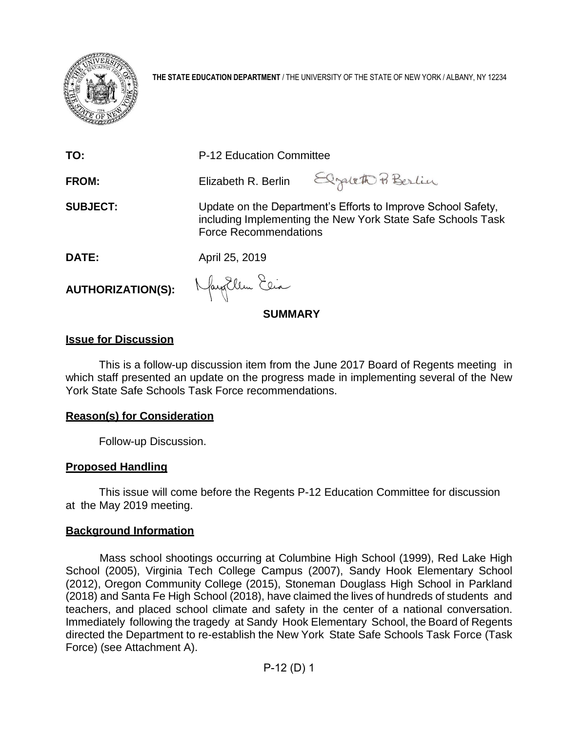**THE STATE EDUCATION DEPARTMENT** / THE UNIVERSITY OF THE STATE OF NEW YORK / ALBANY, NY 12234

| | |
|---|---|
| **TO:** | P-12 Education Committee |
| **FROM:** | Elizabeth R. Berlin |
| **SUBJECT:** | Update on the Department's Efforts to Improve School Safety, including Implementing the New York State Safe Schools Task Force Recommendations |
| **DATE:** | April 25, 2019 |
| **AUTHORIZATION(S):** | |

## SUMMARY

### Issue for Discussion

This is a follow-up discussion item from the June 2017 Board of Regents meeting in which staff presented an update on the progress made in implementing several of the New York State Safe Schools Task Force recommendations.

### Reason(s) for Consideration

Follow-up Discussion.

### Proposed Handling

This issue will come before the Regents P-12 Education Committee for discussion at the May 2019 meeting.

### Background Information

Mass school shootings occurring at Columbine High School (1999), Red Lake High School (2005), Virginia Tech College Campus (2007), Sandy Hook Elementary School (2012), Oregon Community College (2015), Stoneman Douglass High School in Parkland (2018) and Santa Fe High School (2018), have claimed the lives of hundreds of students and teachers, and placed school climate and safety in the center of a national conversation. Immediately following the tragedy at Sandy Hook Elementary School, the Board of Regents directed the Department to re-establish the New York State Safe Schools Task Force (Task Force) (see Attachment A).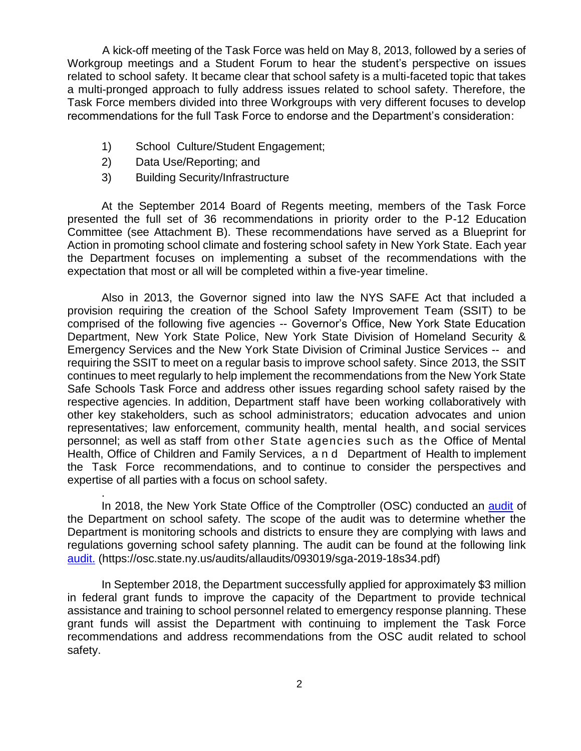A kick-off meeting of the Task Force was held on May 8, 2013, followed by a series of Workgroup meetings and a Student Forum to hear the student's perspective on issues related to school safety. It became clear that school safety is a multi-faceted topic that takes a multi-pronged approach to fully address issues related to school safety. Therefore, the Task Force members divided into three Workgroups with very different focuses to develop recommendations for the full Task Force to endorse and the Department's consideration:

1) School Culture/Student Engagement;
2) Data Use/Reporting; and
3) Building Security/Infrastructure

At the September 2014 Board of Regents meeting, members of the Task Force presented the full set of 36 recommendations in priority order to the P-12 Education Committee (see Attachment B). These recommendations have served as a Blueprint for Action in promoting school climate and fostering school safety in New York State. Each year the Department focuses on implementing a subset of the recommendations with the expectation that most or all will be completed within a five-year timeline.

Also in 2013, the Governor signed into law the NYS SAFE Act that included a provision requiring the creation of the School Safety Improvement Team (SSIT) to be comprised of the following five agencies -- Governor's Office, New York State Education Department, New York State Police, New York State Division of Homeland Security & Emergency Services and the New York State Division of Criminal Justice Services -- and requiring the SSIT to meet on a regular basis to improve school safety. Since 2013, the SSIT continues to meet regularly to help implement the recommendations from the New York State Safe Schools Task Force and address other issues regarding school safety raised by the respective agencies. In addition, Department staff have been working collaboratively with other key stakeholders, such as school administrators; education advocates and union representatives; law enforcement, community health, mental health, and social services personnel; as well as staff from other State agencies such as the Office of Mental Health, Office of Children and Family Services, and Department of Health to implement the Task Force recommendations, and to continue to consider the perspectives and expertise of all parties with a focus on school safety.

In 2018, the New York State Office of the Comptroller (OSC) conducted an audit of the Department on school safety. The scope of the audit was to determine whether the Department is monitoring schools and districts to ensure they are complying with laws and regulations governing school safety planning. The audit can be found at the following link audit. (https://osc.state.ny.us/audits/allaudits/093019/sga-2019-18s34.pdf)

In September 2018, the Department successfully applied for approximately $3 million in federal grant funds to improve the capacity of the Department to provide technical assistance and training to school personnel related to emergency response planning. These grant funds will assist the Department with continuing to implement the Task Force recommendations and address recommendations from the OSC audit related to school safety.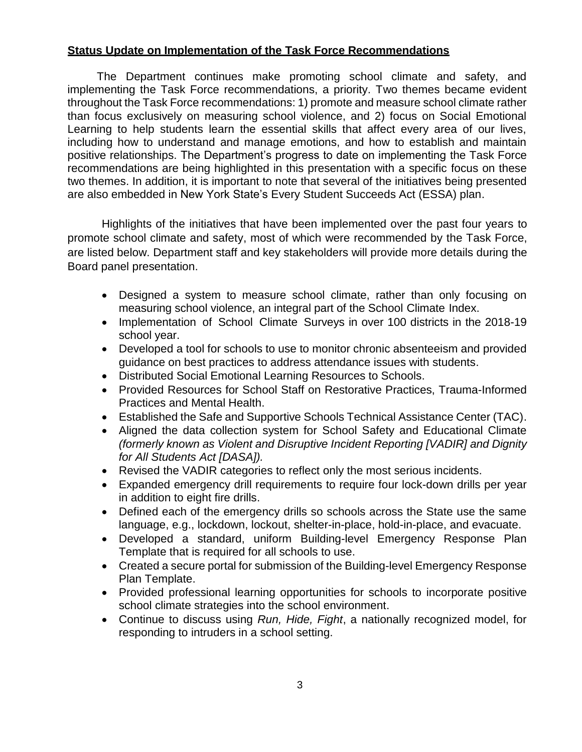**Status Update on Implementation of the Task Force Recommendations**

The Department continues make promoting school climate and safety, and implementing the Task Force recommendations, a priority. Two themes became evident throughout the Task Force recommendations: 1) promote and measure school climate rather than focus exclusively on measuring school violence, and 2) focus on Social Emotional Learning to help students learn the essential skills that affect every area of our lives, including how to understand and manage emotions, and how to establish and maintain positive relationships. The Department's progress to date on implementing the Task Force recommendations are being highlighted in this presentation with a specific focus on these two themes. In addition, it is important to note that several of the initiatives being presented are also embedded in New York State's Every Student Succeeds Act (ESSA) plan.

Highlights of the initiatives that have been implemented over the past four years to promote school climate and safety, most of which were recommended by the Task Force, are listed below. Department staff and key stakeholders will provide more details during the Board panel presentation.

- Designed a system to measure school climate, rather than only focusing on measuring school violence, an integral part of the School Climate Index.
- Implementation of School Climate Surveys in over 100 districts in the 2018-19 school year.
- Developed a tool for schools to use to monitor chronic absenteeism and provided guidance on best practices to address attendance issues with students.
- Distributed Social Emotional Learning Resources to Schools.
- Provided Resources for School Staff on Restorative Practices, Trauma-Informed Practices and Mental Health.
- Established the Safe and Supportive Schools Technical Assistance Center (TAC).
- Aligned the data collection system for School Safety and Educational Climate *(formerly known as Violent and Disruptive Incident Reporting [VADIR] and Dignity for All Students Act [DASA]).*
- Revised the VADIR categories to reflect only the most serious incidents.
- Expanded emergency drill requirements to require four lock-down drills per year in addition to eight fire drills.
- Defined each of the emergency drills so schools across the State use the same language, e.g., lockdown, lockout, shelter-in-place, hold-in-place, and evacuate.
- Developed a standard, uniform Building-level Emergency Response Plan Template that is required for all schools to use.
- Created a secure portal for submission of the Building-level Emergency Response Plan Template.
- Provided professional learning opportunities for schools to incorporate positive school climate strategies into the school environment.
- Continue to discuss using *Run, Hide, Fight*, a nationally recognized model, for responding to intruders in a school setting.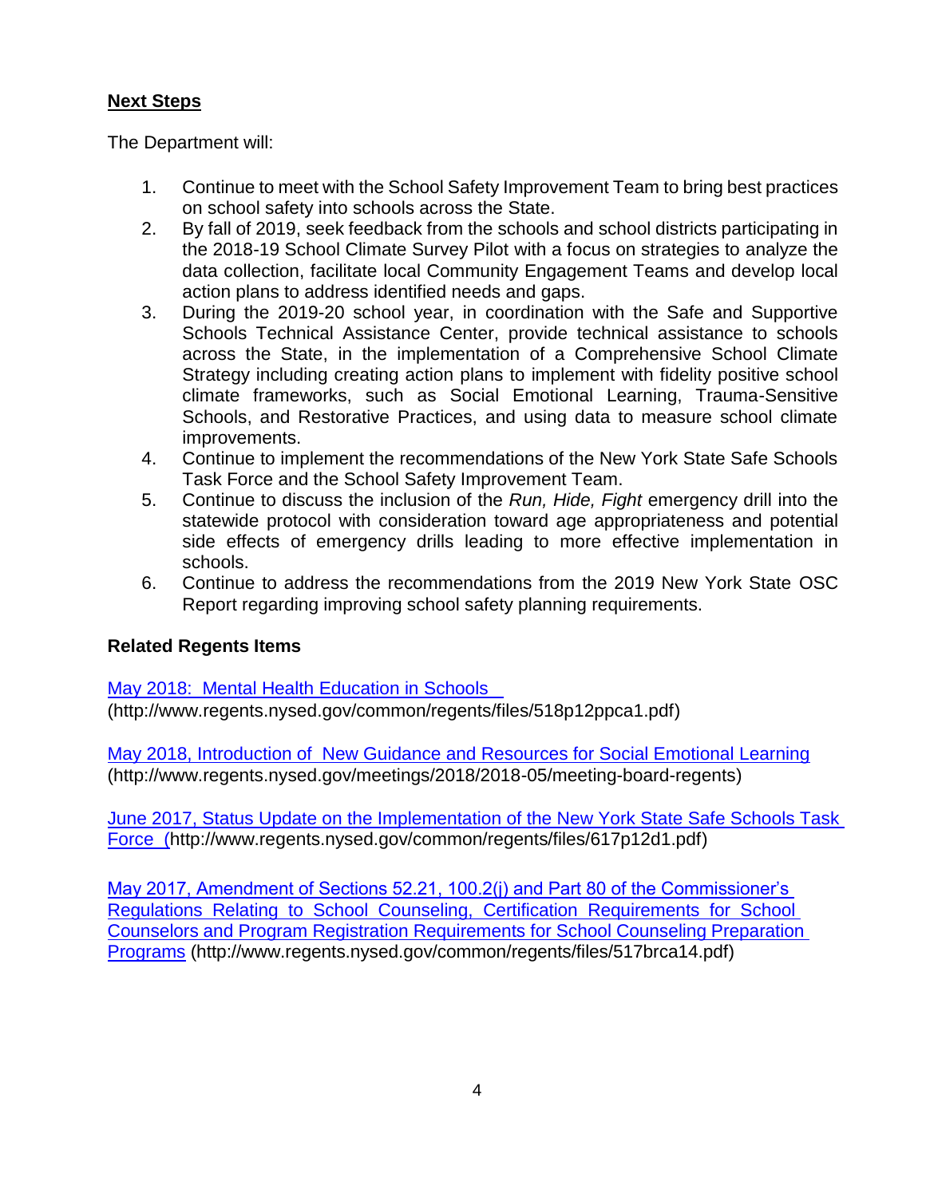## Next Steps

The Department will:

1. Continue to meet with the School Safety Improvement Team to bring best practices on school safety into schools across the State.
2. By fall of 2019, seek feedback from the schools and school districts participating in the 2018-19 School Climate Survey Pilot with a focus on strategies to analyze the data collection, facilitate local Community Engagement Teams and develop local action plans to address identified needs and gaps.
3. During the 2019-20 school year, in coordination with the Safe and Supportive Schools Technical Assistance Center, provide technical assistance to schools across the State, in the implementation of a Comprehensive School Climate Strategy including creating action plans to implement with fidelity positive school climate frameworks, such as Social Emotional Learning, Trauma-Sensitive Schools, and Restorative Practices, and using data to measure school climate improvements.
4. Continue to implement the recommendations of the New York State Safe Schools Task Force and the School Safety Improvement Team.
5. Continue to discuss the inclusion of the *Run, Hide, Fight* emergency drill into the statewide protocol with consideration toward age appropriateness and potential side effects of emergency drills leading to more effective implementation in schools.
6. Continue to address the recommendations from the 2019 New York State OSC Report regarding improving school safety planning requirements.

### Related Regents Items

[May 2018: Mental Health Education in Schools](http://www.regents.nysed.gov/common/regents/files/518p12ppca1.pdf) (http://www.regents.nysed.gov/common/regents/files/518p12ppca1.pdf)

[May 2018, Introduction of New Guidance and Resources for Social Emotional Learning](http://www.regents.nysed.gov/meetings/2018/2018-05/meeting-board-regents) (http://www.regents.nysed.gov/meetings/2018/2018-05/meeting-board-regents)

[June 2017, Status Update on the Implementation of the New York State Safe Schools Task Force](http://www.regents.nysed.gov/common/regents/files/617p12d1.pdf) (http://www.regents.nysed.gov/common/regents/files/617p12d1.pdf)

[May 2017, Amendment of Sections 52.21, 100.2(j) and Part 80 of the Commissioner's Regulations Relating to School Counseling, Certification Requirements for School Counselors and Program Registration Requirements for School Counseling Preparation Programs](http://www.regents.nysed.gov/common/regents/files/517brca14.pdf) (http://www.regents.nysed.gov/common/regents/files/517brca14.pdf)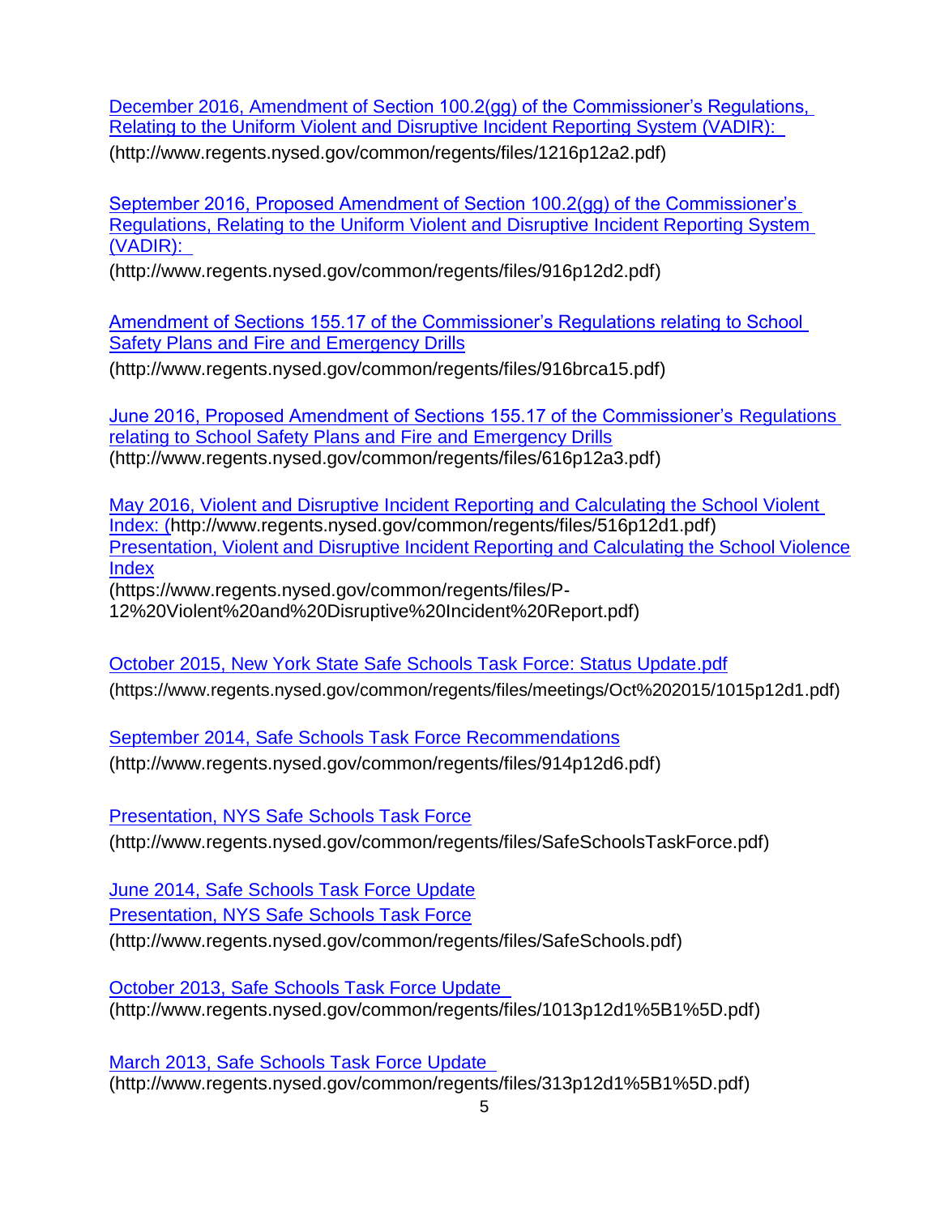December 2016, Amendment of Section 100.2(gg) of the Commissioner's Regulations, Relating to the Uniform Violent and Disruptive Incident Reporting System (VADIR):
(http://www.regents.nysed.gov/common/regents/files/1216p12a2.pdf)

September 2016, Proposed Amendment of Section 100.2(gg) of the Commissioner's Regulations, Relating to the Uniform Violent and Disruptive Incident Reporting System (VADIR):
(http://www.regents.nysed.gov/common/regents/files/916p12d2.pdf)

Amendment of Sections 155.17 of the Commissioner's Regulations relating to School Safety Plans and Fire and Emergency Drills
(http://www.regents.nysed.gov/common/regents/files/916brca15.pdf)

June 2016, Proposed Amendment of Sections 155.17 of the Commissioner's Regulations relating to School Safety Plans and Fire and Emergency Drills
(http://www.regents.nysed.gov/common/regents/files/616p12a3.pdf)

May 2016, Violent and Disruptive Incident Reporting and Calculating the School Violent Index: (http://www.regents.nysed.gov/common/regents/files/516p12d1.pdf)
Presentation, Violent and Disruptive Incident Reporting and Calculating the School Violence Index
(https://www.regents.nysed.gov/common/regents/files/P-12%20Violent%20and%20Disruptive%20Incident%20Report.pdf)

October 2015, New York State Safe Schools Task Force: Status Update.pdf
(https://www.regents.nysed.gov/common/regents/files/meetings/Oct%202015/1015p12d1.pdf)

September 2014, Safe Schools Task Force Recommendations
(http://www.regents.nysed.gov/common/regents/files/914p12d6.pdf)

Presentation, NYS Safe Schools Task Force
(http://www.regents.nysed.gov/common/regents/files/SafeSchoolsTaskForce.pdf)

June 2014, Safe Schools Task Force Update
Presentation, NYS Safe Schools Task Force
(http://www.regents.nysed.gov/common/regents/files/SafeSchools.pdf)

October 2013, Safe Schools Task Force Update
(http://www.regents.nysed.gov/common/regents/files/1013p12d1%5B1%5D.pdf)

March 2013, Safe Schools Task Force Update
(http://www.regents.nysed.gov/common/regents/files/313p12d1%5B1%5D.pdf)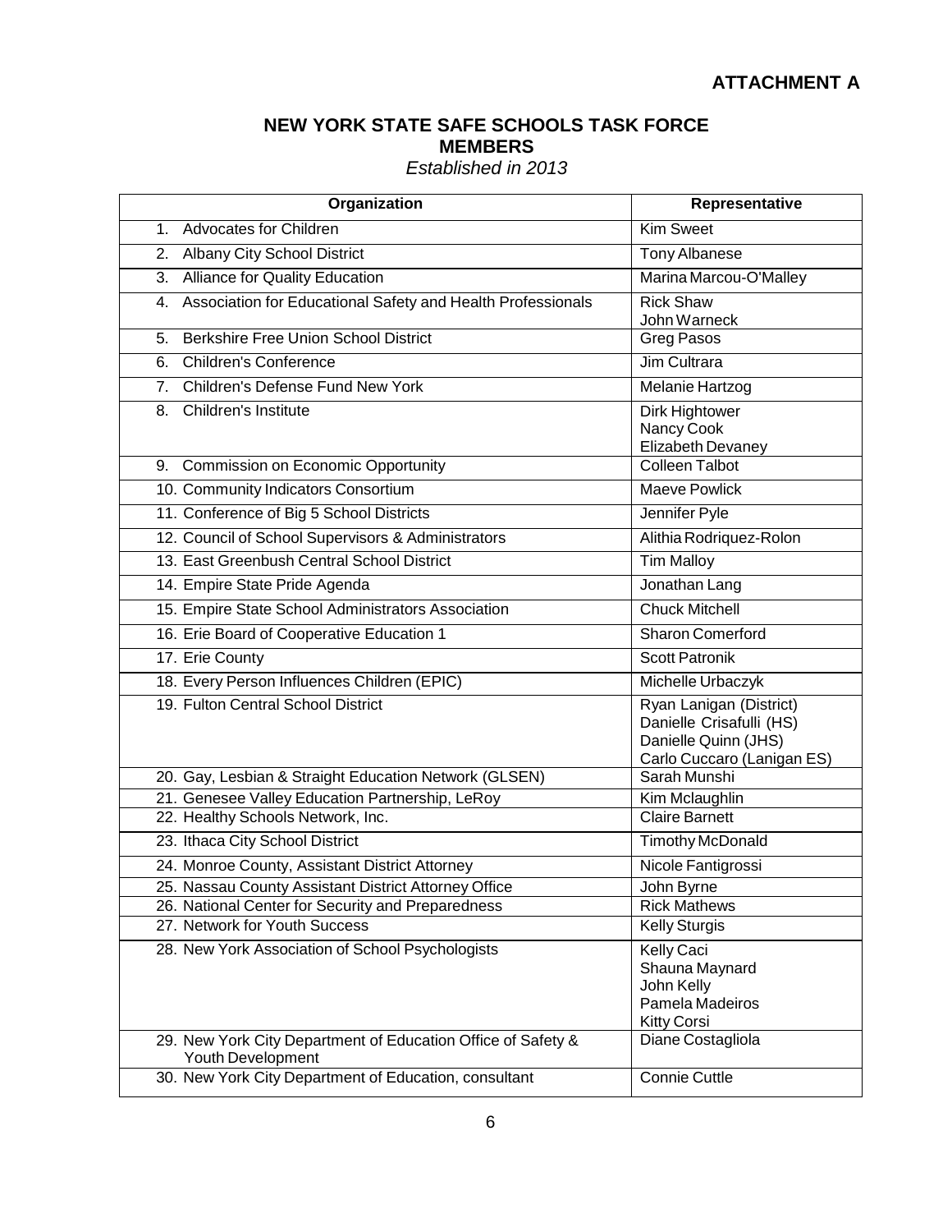**ATTACHMENT A**

## NEW YORK STATE SAFE SCHOOLS TASK FORCE MEMBERS

*Established in 2013*

| Organization | Representative |
|---|---|
| 1. Advocates for Children | Kim Sweet |
| 2. Albany City School District | Tony Albanese |
| 3. Alliance for Quality Education | Marina Marcou-O'Malley |
| 4. Association for Educational Safety and Health Professionals | Rick Shaw<br>John Warneck |
| 5. Berkshire Free Union School District | Greg Pasos |
| 6. Children's Conference | Jim Cultrara |
| 7. Children's Defense Fund New York | Melanie Hartzog |
| 8. Children's Institute | Dirk Hightower<br>Nancy Cook<br>Elizabeth Devaney |
| 9. Commission on Economic Opportunity | Colleen Talbot |
| 10. Community Indicators Consortium | Maeve Powlick |
| 11. Conference of Big 5 School Districts | Jennifer Pyle |
| 12. Council of School Supervisors & Administrators | Alithia Rodriquez-Rolon |
| 13. East Greenbush Central School District | Tim Malloy |
| 14. Empire State Pride Agenda | Jonathan Lang |
| 15. Empire State School Administrators Association | Chuck Mitchell |
| 16. Erie Board of Cooperative Education 1 | Sharon Comerford |
| 17. Erie County | Scott Patronik |
| 18. Every Person Influences Children (EPIC) | Michelle Urbaczyk |
| 19. Fulton Central School District | Ryan Lanigan (District)<br>Danielle Crisafulli (HS)<br>Danielle Quinn (JHS)<br>Carlo Cuccaro (Lanigan ES) |
| 20. Gay, Lesbian & Straight Education Network (GLSEN) | Sarah Munshi |
| 21. Genesee Valley Education Partnership, LeRoy | Kim Mclaughlin |
| 22. Healthy Schools Network, Inc. | Claire Barnett |
| 23. Ithaca City School District | Timothy McDonald |
| 24. Monroe County, Assistant District Attorney | Nicole Fantigrossi |
| 25. Nassau County Assistant District Attorney Office | John Byrne |
| 26. National Center for Security and Preparedness | Rick Mathews |
| 27. Network for Youth Success | Kelly Sturgis |
| 28. New York Association of School Psychologists | Kelly Caci<br>Shauna Maynard<br>John Kelly<br>Pamela Madeiros<br>Kitty Corsi |
| 29. New York City Department of Education Office of Safety & Youth Development | Diane Costagliola |
| 30. New York City Department of Education, consultant | Connie Cuttle |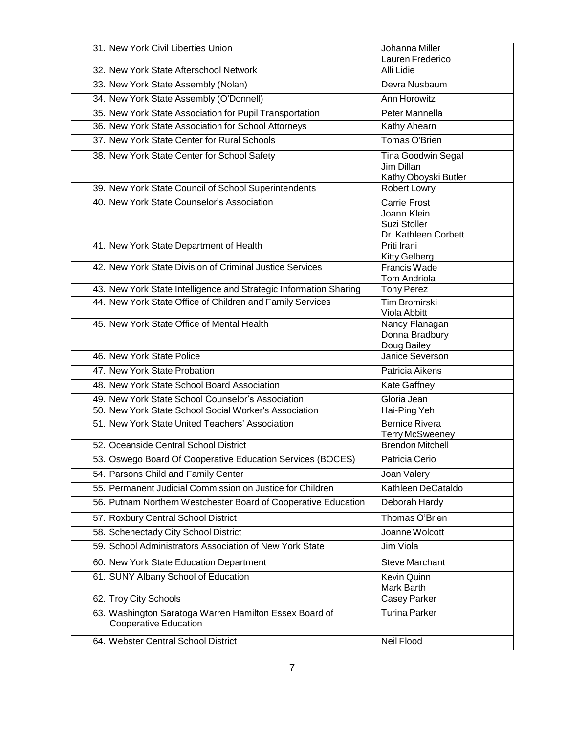| | |
|---|---|
| 31. New York Civil Liberties Union | Johanna Miller<br>Lauren Frederico |
| 32. New York State Afterschool Network | Alli Lidie |
| 33. New York State Assembly (Nolan) | Devra Nusbaum |
| 34. New York State Assembly (O'Donnell) | Ann Horowitz |
| 35. New York State Association for Pupil Transportation | Peter Mannella |
| 36. New York State Association for School Attorneys | Kathy Ahearn |
| 37. New York State Center for Rural Schools | Tomas O'Brien |
| 38. New York State Center for School Safety | Tina Goodwin Segal<br>Jim Dillan<br>Kathy Oboyski Butler |
| 39. New York State Council of School Superintendents | Robert Lowry |
| 40. New York State Counselor's Association | Carrie Frost<br>Joann Klein<br>Suzi Stoller<br>Dr. Kathleen Corbett |
| 41. New York State Department of Health | Priti Irani<br>Kitty Gelberg |
| 42. New York State Division of Criminal Justice Services | Francis Wade<br>Tom Andriola |
| 43. New York State Intelligence and Strategic Information Sharing | Tony Perez |
| 44. New York State Office of Children and Family Services | Tim Bromirski<br>Viola Abbitt |
| 45. New York State Office of Mental Health | Nancy Flanagan<br>Donna Bradbury<br>Doug Bailey |
| 46. New York State Police | Janice Severson |
| 47. New York State Probation | Patricia Aikens |
| 48. New York State School Board Association | Kate Gaffney |
| 49. New York State School Counselor's Association | Gloria Jean |
| 50. New York State School Social Worker's Association | Hai-Ping Yeh |
| 51. New York State United Teachers' Association | Bernice Rivera<br>Terry McSweeney |
| 52. Oceanside Central School District | Brendon Mitchell |
| 53. Oswego Board Of Cooperative Education Services (BOCES) | Patricia Cerio |
| 54. Parsons Child and Family Center | Joan Valery |
| 55. Permanent Judicial Commission on Justice for Children | Kathleen DeCataldo |
| 56. Putnam Northern Westchester Board of Cooperative Education | Deborah Hardy |
| 57. Roxbury Central School District | Thomas O'Brien |
| 58. Schenectady City School District | Joanne Wolcott |
| 59. School Administrators Association of New York State | Jim Viola |
| 60. New York State Education Department | Steve Marchant |
| 61. SUNY Albany School of Education | Kevin Quinn<br>Mark Barth |
| 62. Troy City Schools | Casey Parker |
| 63. Washington Saratoga Warren Hamilton Essex Board of Cooperative Education | Turina Parker |
| 64. Webster Central School District | Neil Flood |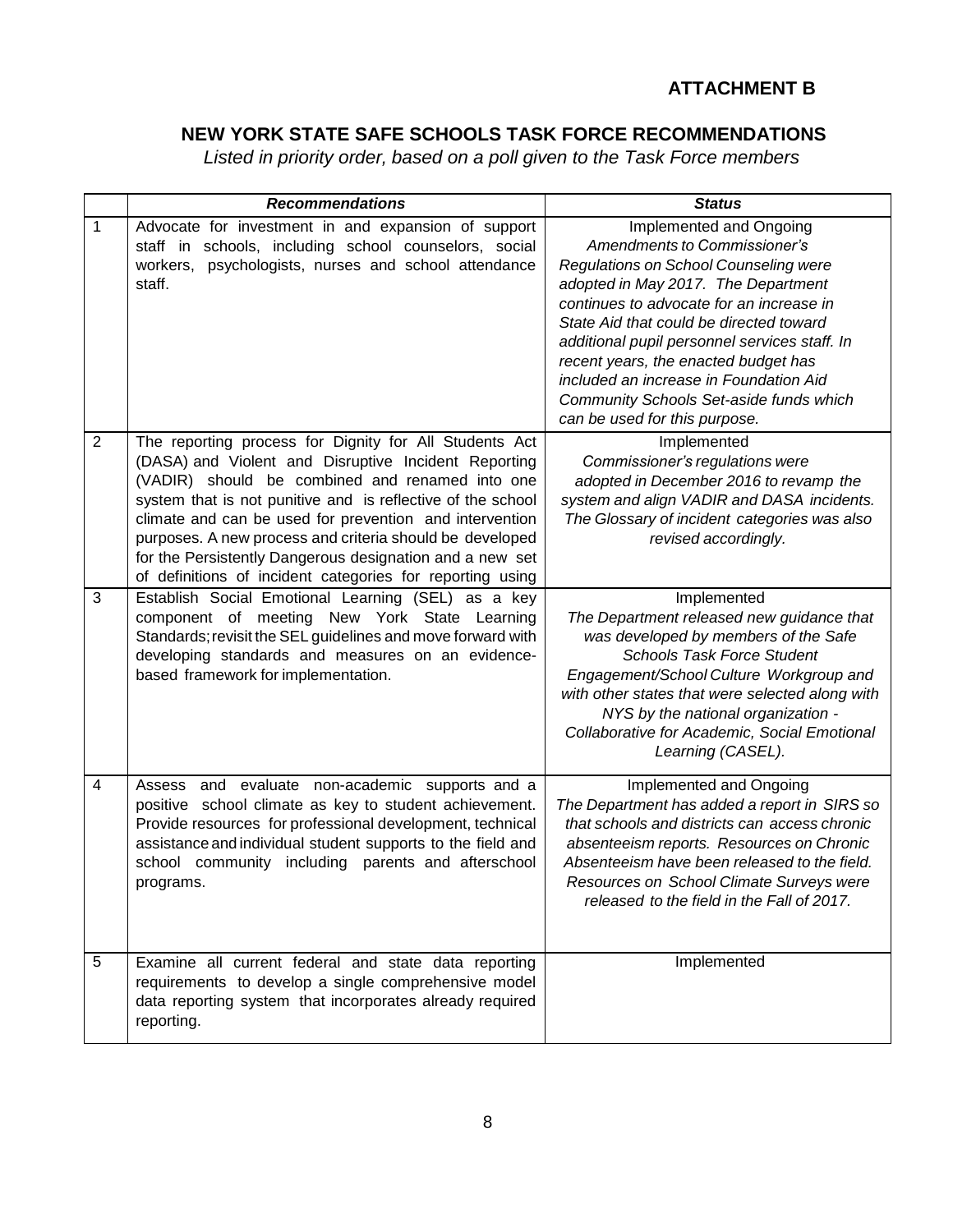**ATTACHMENT B**

## NEW YORK STATE SAFE SCHOOLS TASK FORCE RECOMMENDATIONS

*Listed in priority order, based on a poll given to the Task Force members*

| | ***Recommendations*** | ***Status*** |
|---|---|---|
| 1 | Advocate for investment in and expansion of support staff in schools, including school counselors, social workers, psychologists, nurses and school attendance staff. | Implemented and Ongoing *Amendments to Commissioner's Regulations on School Counseling were adopted in May 2017. The Department continues to advocate for an increase in State Aid that could be directed toward additional pupil personnel services staff. In recent years, the enacted budget has included an increase in Foundation Aid Community Schools Set-aside funds which can be used for this purpose.* |
| 2 | The reporting process for Dignity for All Students Act (DASA) and Violent and Disruptive Incident Reporting (VADIR) should be combined and renamed into one system that is not punitive and is reflective of the school climate and can be used for prevention and intervention purposes. A new process and criteria should be developed for the Persistently Dangerous designation and a new set of definitions of incident categories for reporting using | Implemented *Commissioner's regulations were adopted in December 2016 to revamp the system and align VADIR and DASA incidents. The Glossary of incident categories was also revised accordingly.* |
| 3 | Establish Social Emotional Learning (SEL) as a key component of meeting New York State Learning Standards; revisit the SEL guidelines and move forward with developing standards and measures on an evidence-based framework for implementation. | Implemented *The Department released new guidance that was developed by members of the Safe Schools Task Force Student Engagement/School Culture Workgroup and with other states that were selected along with NYS by the national organization - Collaborative for Academic, Social Emotional Learning (CASEL).* |
| 4 | Assess and evaluate non-academic supports and a positive school climate as key to student achievement. Provide resources for professional development, technical assistance and individual student supports to the field and school community including parents and afterschool programs. | Implemented and Ongoing *The Department has added a report in SIRS so that schools and districts can access chronic absenteeism reports. Resources on Chronic Absenteeism have been released to the field. Resources on School Climate Surveys were released to the field in the Fall of 2017.* |
| 5 | Examine all current federal and state data reporting requirements to develop a single comprehensive model data reporting system that incorporates already required reporting. | Implemented |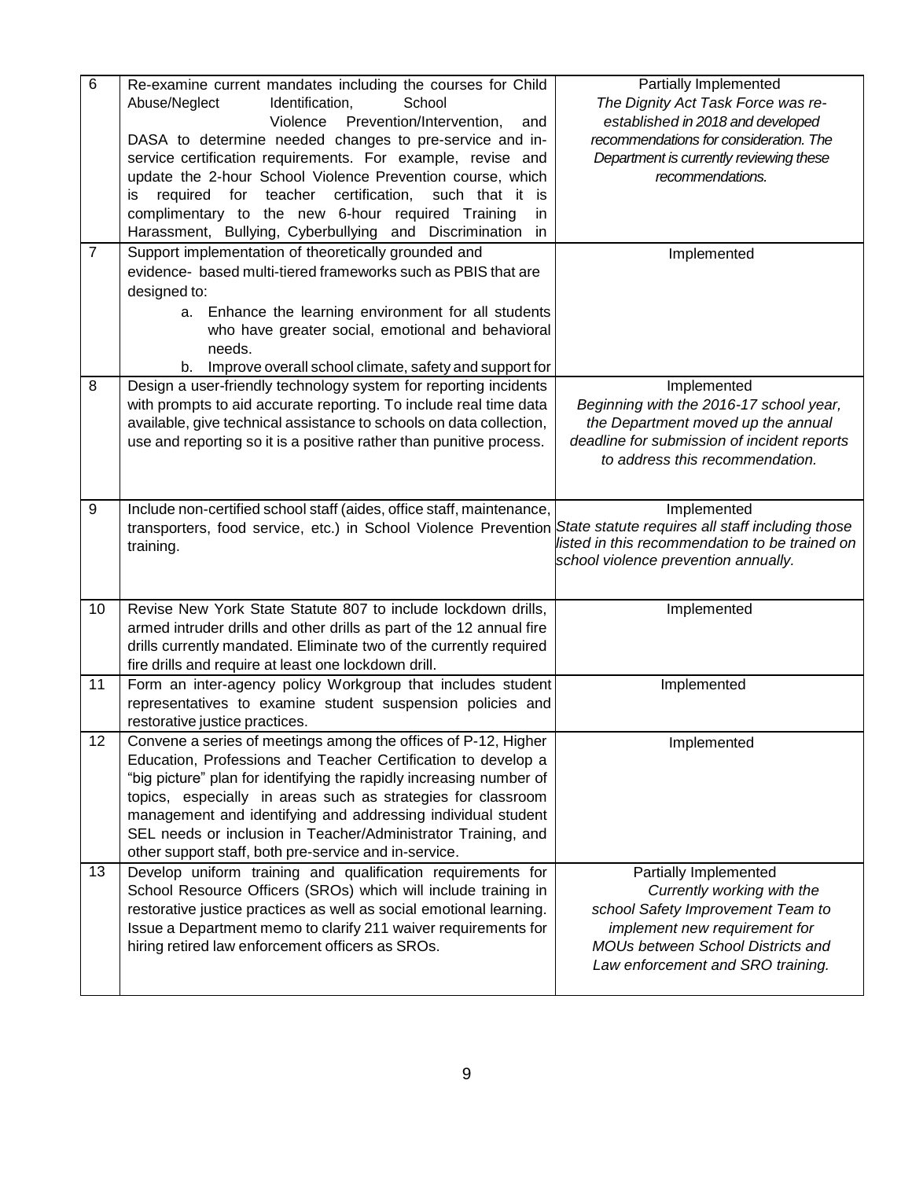| 6 | Re-examine current mandates including the courses for Child Abuse/Neglect Identification, School Violence Prevention/Intervention, and DASA to determine needed changes to pre-service and in-service certification requirements. For example, revise and update the 2-hour School Violence Prevention course, which is required for teacher certification, such that it is complimentary to the new 6-hour required Training in Harassment, Bullying, Cyberbullying and Discrimination in | Partially Implemented<br>*The Dignity Act Task Force was re-established in 2018 and developed recommendations for consideration. The Department is currently reviewing these recommendations.* |
|---|---|---|
| 7 | Support implementation of theoretically grounded and evidence- based multi-tiered frameworks such as PBIS that are designed to:<br>a. Enhance the learning environment for all students who have greater social, emotional and behavioral needs.<br>b. Improve overall school climate, safety and support for | Implemented |
| 8 | Design a user-friendly technology system for reporting incidents with prompts to aid accurate reporting. To include real time data available, give technical assistance to schools on data collection, use and reporting so it is a positive rather than punitive process. | Implemented<br>*Beginning with the 2016-17 school year, the Department moved up the annual deadline for submission of incident reports to address this recommendation.* |
| 9 | Include non-certified school staff (aides, office staff, maintenance, transporters, food service, etc.) in School Violence Prevention training. | Implemented<br>*State statute requires all staff including those listed in this recommendation to be trained on school violence prevention annually.* |
| 10 | Revise New York State Statute 807 to include lockdown drills, armed intruder drills and other drills as part of the 12 annual fire drills currently mandated. Eliminate two of the currently required fire drills and require at least one lockdown drill. | Implemented |
| 11 | Form an inter-agency policy Workgroup that includes student representatives to examine student suspension policies and restorative justice practices. | Implemented |
| 12 | Convene a series of meetings among the offices of P-12, Higher Education, Professions and Teacher Certification to develop a "big picture" plan for identifying the rapidly increasing number of topics, especially in areas such as strategies for classroom management and identifying and addressing individual student SEL needs or inclusion in Teacher/Administrator Training, and other support staff, both pre-service and in-service. | Implemented |
| 13 | Develop uniform training and qualification requirements for School Resource Officers (SROs) which will include training in restorative justice practices as well as social emotional learning. Issue a Department memo to clarify 211 waiver requirements for hiring retired law enforcement officers as SROs. | Partially Implemented<br>*Currently working with the school Safety Improvement Team to implement new requirement for MOUs between School Districts and Law enforcement and SRO training.* |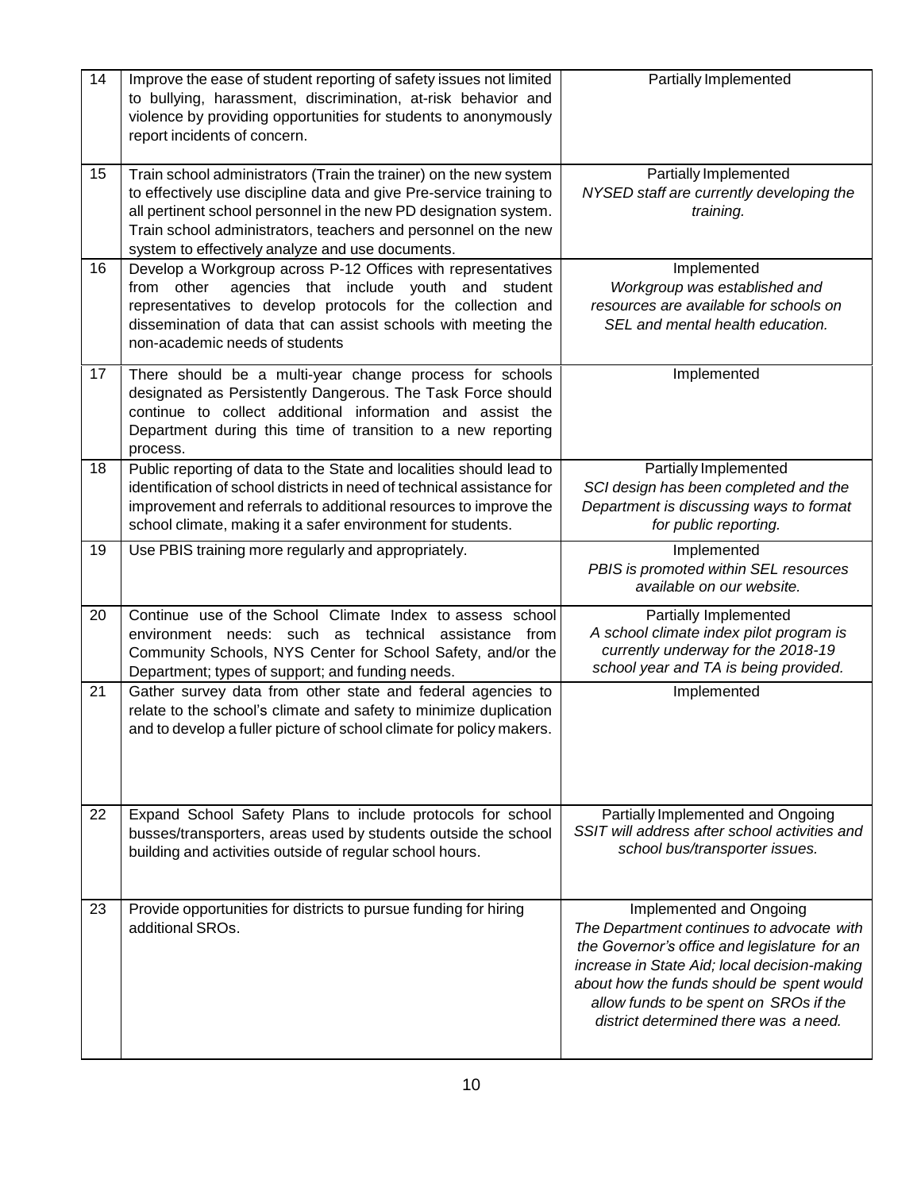| 14 | Improve the ease of student reporting of safety issues not limited to bullying, harassment, discrimination, at-risk behavior and violence by providing opportunities for students to anonymously report incidents of concern. | Partially Implemented |
|---|---|---|
| 15 | Train school administrators (Train the trainer) on the new system to effectively use discipline data and give Pre-service training to all pertinent school personnel in the new PD designation system. Train school administrators, teachers and personnel on the new system to effectively analyze and use documents. | Partially Implemented<br>*NYSED staff are currently developing the training.* |
| 16 | Develop a Workgroup across P-12 Offices with representatives from other agencies that include youth and student representatives to develop protocols for the collection and dissemination of data that can assist schools with meeting the non-academic needs of students | Implemented<br>*Workgroup was established and resources are available for schools on SEL and mental health education.* |
| 17 | There should be a multi-year change process for schools designated as Persistently Dangerous. The Task Force should continue to collect additional information and assist the Department during this time of transition to a new reporting process. | Implemented |
| 18 | Public reporting of data to the State and localities should lead to identification of school districts in need of technical assistance for improvement and referrals to additional resources to improve the school climate, making it a safer environment for students. | Partially Implemented<br>*SCI design has been completed and the Department is discussing ways to format for public reporting.* |
| 19 | Use PBIS training more regularly and appropriately. | Implemented<br>*PBIS is promoted within SEL resources available on our website.* |
| 20 | Continue use of the School Climate Index to assess school environment needs: such as technical assistance from Community Schools, NYS Center for School Safety, and/or the Department; types of support; and funding needs. | Partially Implemented<br>*A school climate index pilot program is currently underway for the 2018-19 school year and TA is being provided.* |
| 21 | Gather survey data from other state and federal agencies to relate to the school's climate and safety to minimize duplication and to develop a fuller picture of school climate for policy makers. | Implemented |
| 22 | Expand School Safety Plans to include protocols for school busses/transporters, areas used by students outside the school building and activities outside of regular school hours. | Partially Implemented and Ongoing<br>*SSIT will address after school activities and school bus/transporter issues.* |
| 23 | Provide opportunities for districts to pursue funding for hiring additional SROs. | Implemented and Ongoing<br>*The Department continues to advocate with the Governor's office and legislature for an increase in State Aid; local decision-making about how the funds should be spent would allow funds to be spent on SROs if the district determined there was a need.* |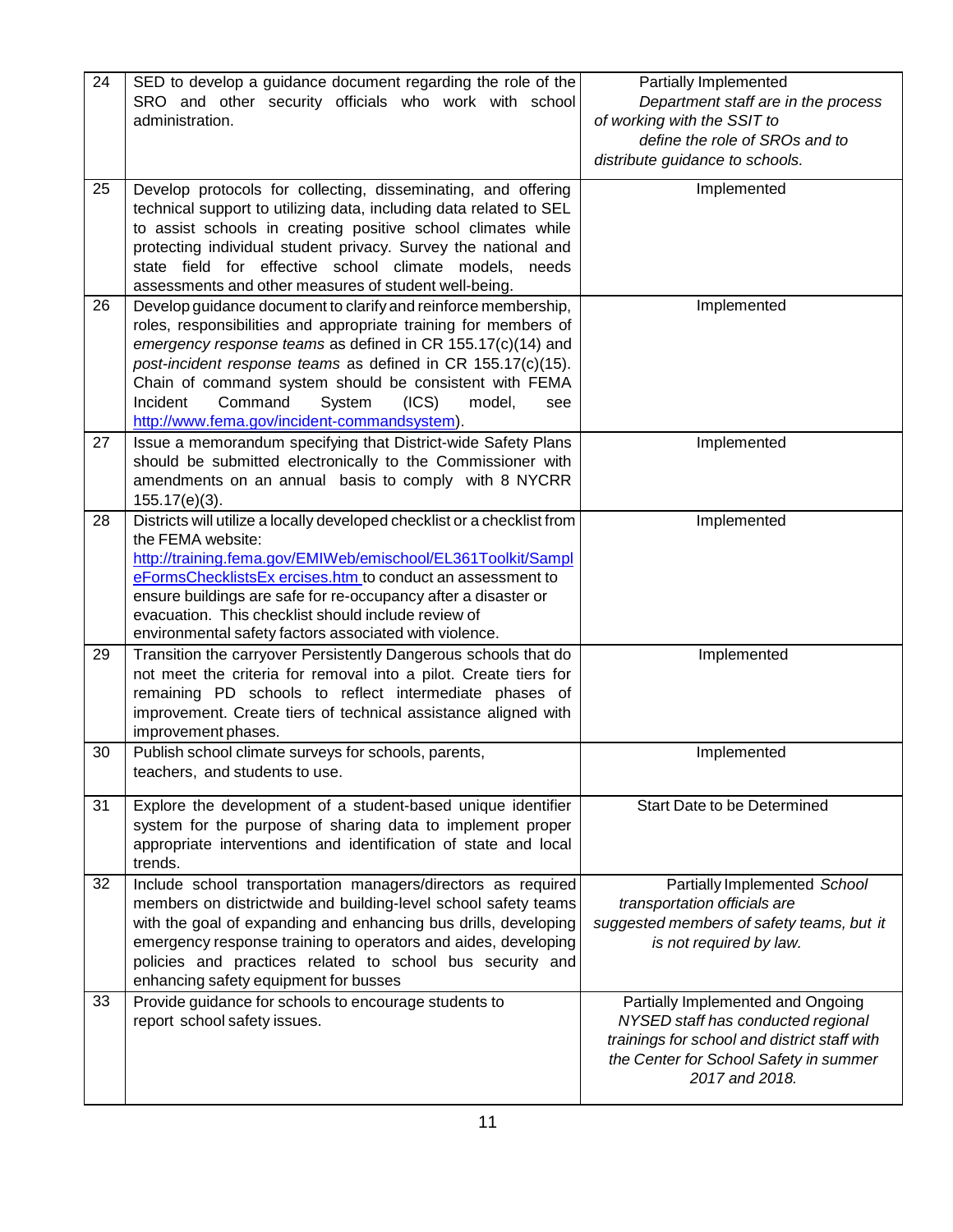| | | |
|---|---|---|
| 24 | SED to develop a guidance document regarding the role of the SRO and other security officials who work with school administration. | Partially Implemented *Department staff are in the process of working with the SSIT to define the role of SROs and to distribute guidance to schools.* |
| 25 | Develop protocols for collecting, disseminating, and offering technical support to utilizing data, including data related to SEL to assist schools in creating positive school climates while protecting individual student privacy. Survey the national and state field for effective school climate models, needs assessments and other measures of student well-being. | Implemented |
| 26 | Develop guidance document to clarify and reinforce membership, roles, responsibilities and appropriate training for members of *emergency response teams* as defined in CR 155.17(c)(14) and *post-incident response teams* as defined in CR 155.17(c)(15). Chain of command system should be consistent with FEMA Incident Command System (ICS) model, see http://www.fema.gov/incident-commandsystem). | Implemented |
| 27 | Issue a memorandum specifying that District-wide Safety Plans should be submitted electronically to the Commissioner with amendments on an annual basis to comply with 8 NYCRR 155.17(e)(3). | Implemented |
| 28 | Districts will utilize a locally developed checklist or a checklist from the FEMA website: http://training.fema.gov/EMIWeb/emischool/EL361Toolkit/SampleFormsChecklistsEx ercises.htm to conduct an assessment to ensure buildings are safe for re-occupancy after a disaster or evacuation. This checklist should include review of environmental safety factors associated with violence. | Implemented |
| 29 | Transition the carryover Persistently Dangerous schools that do not meet the criteria for removal into a pilot. Create tiers for remaining PD schools to reflect intermediate phases of improvement. Create tiers of technical assistance aligned with improvement phases. | Implemented |
| 30 | Publish school climate surveys for schools, parents, teachers, and students to use. | Implemented |
| 31 | Explore the development of a student-based unique identifier system for the purpose of sharing data to implement proper appropriate interventions and identification of state and local trends. | Start Date to be Determined |
| 32 | Include school transportation managers/directors as required members on districtwide and building-level school safety teams with the goal of expanding and enhancing bus drills, developing emergency response training to operators and aides, developing policies and practices related to school bus security and enhancing safety equipment for busses | Partially Implemented *School transportation officials are suggested members of safety teams, but it is not required by law.* |
| 33 | Provide guidance for schools to encourage students to report school safety issues. | Partially Implemented and Ongoing *NYSED staff has conducted regional trainings for school and district staff with the Center for School Safety in summer 2017 and 2018.* |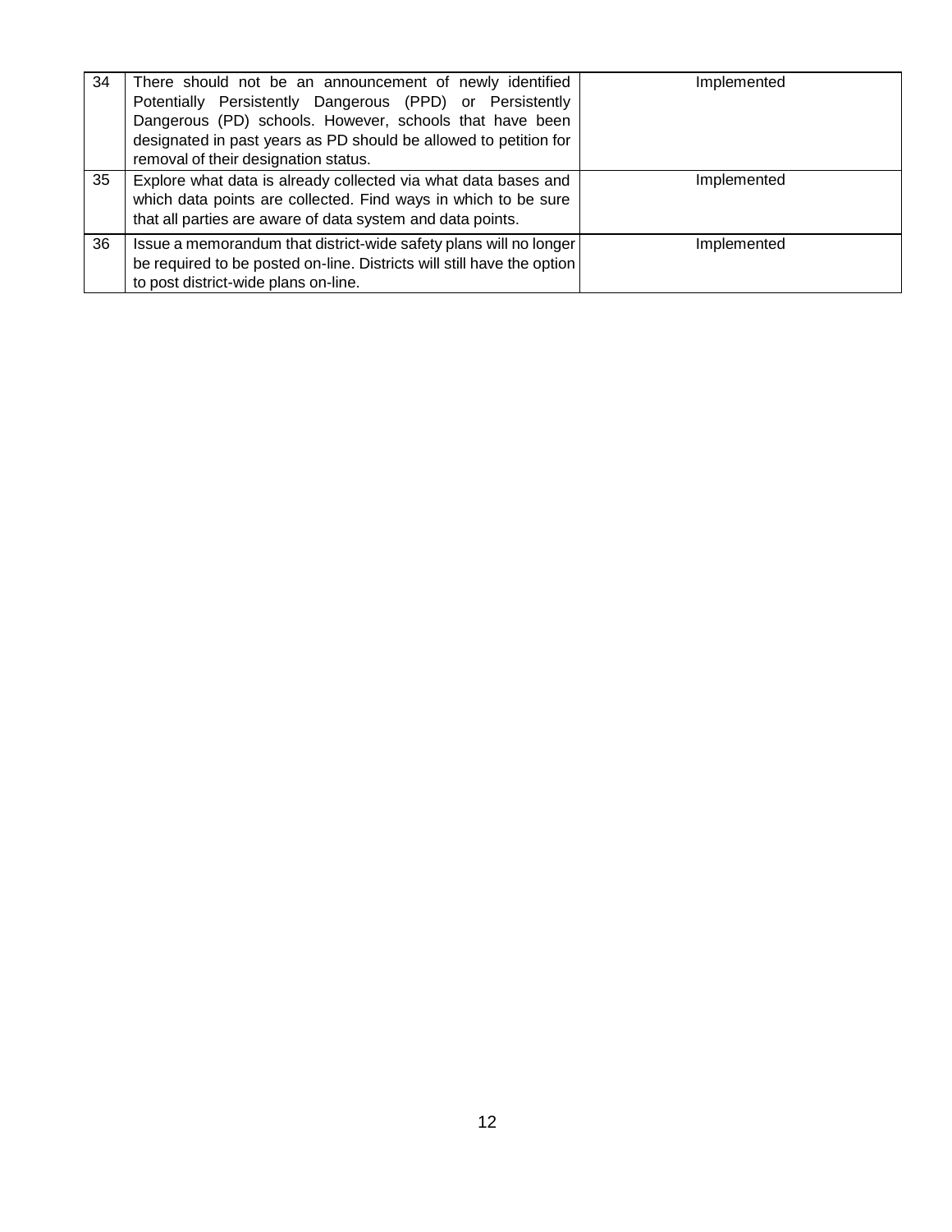| | | |
|---|---|---|
| 34 | There should not be an announcement of newly identified Potentially Persistently Dangerous (PPD) or Persistently Dangerous (PD) schools. However, schools that have been designated in past years as PD should be allowed to petition for removal of their designation status. | Implemented |
| 35 | Explore what data is already collected via what data bases and which data points are collected. Find ways in which to be sure that all parties are aware of data system and data points. | Implemented |
| 36 | Issue a memorandum that district-wide safety plans will no longer be required to be posted on-line. Districts will still have the option to post district-wide plans on-line. | Implemented |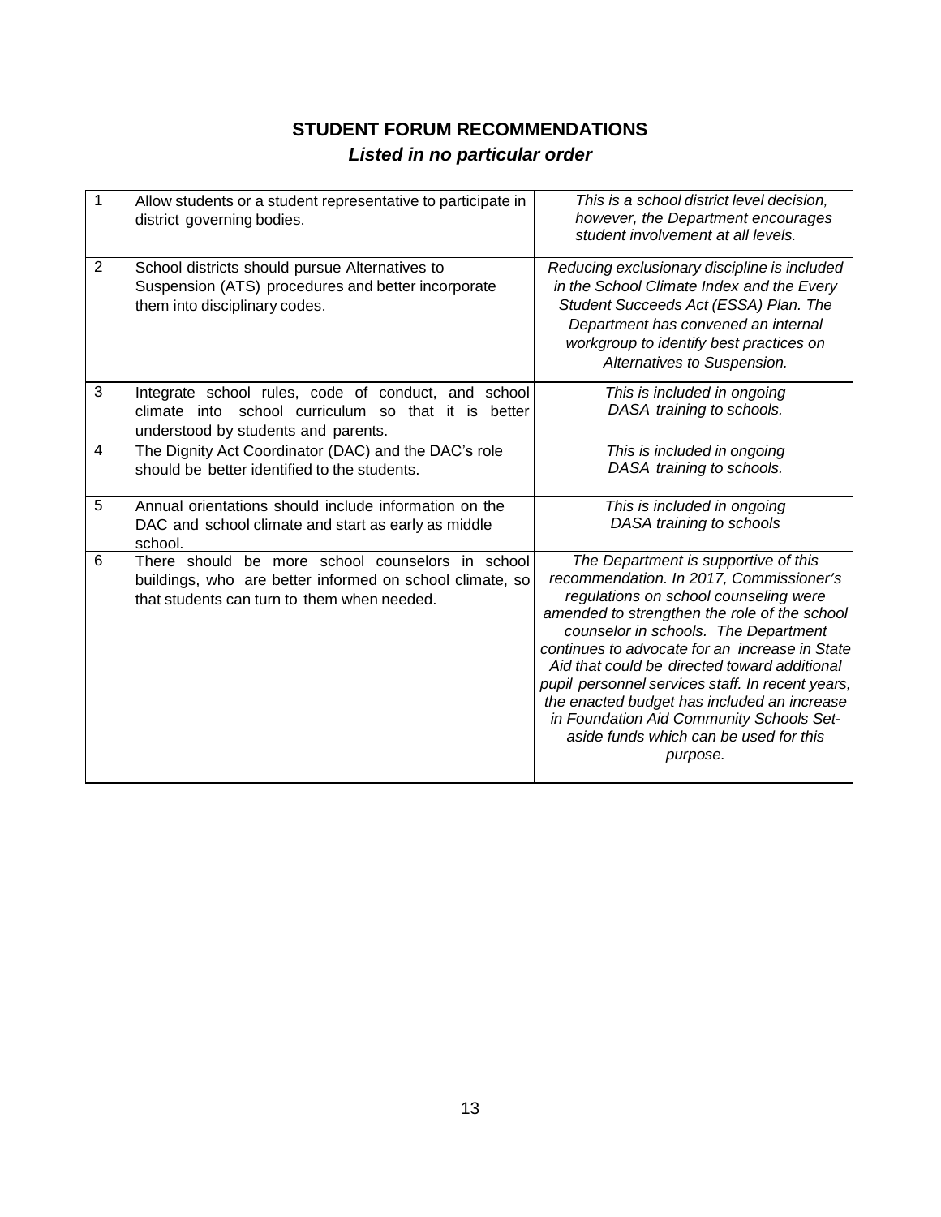## STUDENT FORUM RECOMMENDATIONS

### *Listed in no particular order*

| | | |
|---|---|---|
| 1 | Allow students or a student representative to participate in district governing bodies. | *This is a school district level decision, however, the Department encourages student involvement at all levels.* |
| 2 | School districts should pursue Alternatives to Suspension (ATS) procedures and better incorporate them into disciplinary codes. | *Reducing exclusionary discipline is included in the School Climate Index and the Every Student Succeeds Act (ESSA) Plan. The Department has convened an internal workgroup to identify best practices on Alternatives to Suspension.* |
| 3 | Integrate school rules, code of conduct, and school climate into school curriculum so that it is better understood by students and parents. | *This is included in ongoing DASA training to schools.* |
| 4 | The Dignity Act Coordinator (DAC) and the DAC's role should be better identified to the students. | *This is included in ongoing DASA training to schools.* |
| 5 | Annual orientations should include information on the DAC and school climate and start as early as middle school. | *This is included in ongoing DASA training to schools* |
| 6 | There should be more school counselors in school buildings, who are better informed on school climate, so that students can turn to them when needed. | *The Department is supportive of this recommendation. In 2017, Commissioner's regulations on school counseling were amended to strengthen the role of the school counselor in schools. The Department continues to advocate for an increase in State Aid that could be directed toward additional pupil personnel services staff. In recent years, the enacted budget has included an increase in Foundation Aid Community Schools Set-aside funds which can be used for this purpose.* |